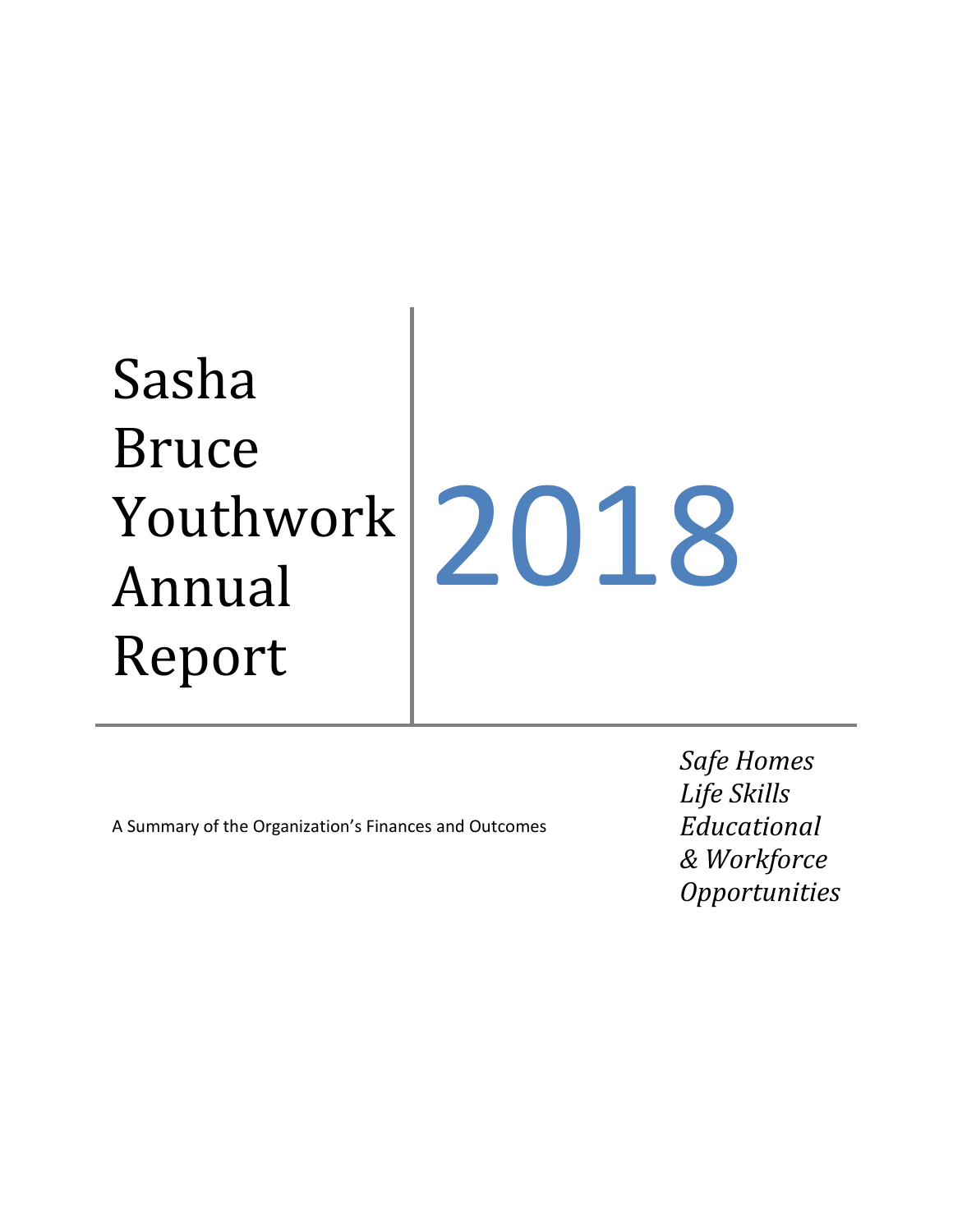# Sasha Bruce Youthwork Annual Report

# 2018

A Summary of the Organization's Finances and Outcomes

*Safe Homes*
*Life Skills*
*Educational & Workforce Opportunities*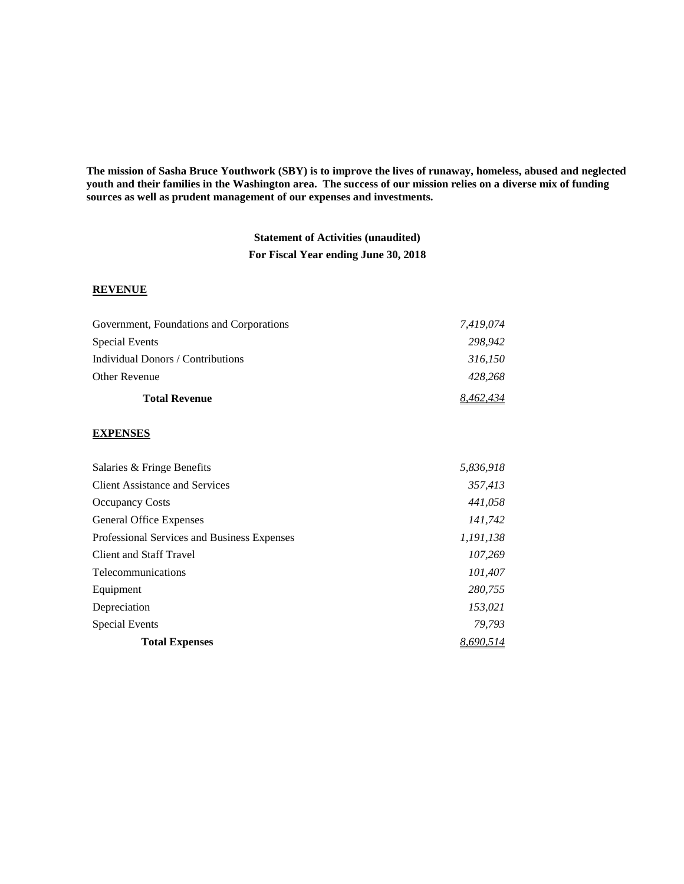**The mission of Sasha Bruce Youthwork (SBY) is to improve the lives of runaway, homeless, abused and neglected youth and their families in the Washington area. The success of our mission relies on a diverse mix of funding sources as well as prudent management of our expenses and investments.**

### Statement of Activities (unaudited)

### For Fiscal Year ending June 30, 2018

**REVENUE**

| | |
|---|---|
| Government, Foundations and Corporations | *7,419,074* |
| Special Events | *298,942* |
| Individual Donors / Contributions | *316,150* |
| Other Revenue | *428,268* |
| **Total Revenue** | *8,462,434* |

**EXPENSES**

| | |
|---|---|
| Salaries & Fringe Benefits | *5,836,918* |
| Client Assistance and Services | *357,413* |
| Occupancy Costs | *441,058* |
| General Office Expenses | *141,742* |
| Professional Services and Business Expenses | *1,191,138* |
| Client and Staff Travel | *107,269* |
| Telecommunications | *101,407* |
| Equipment | *280,755* |
| Depreciation | *153,021* |
| Special Events | *79,793* |
| **Total Expenses** | *8,690,514* |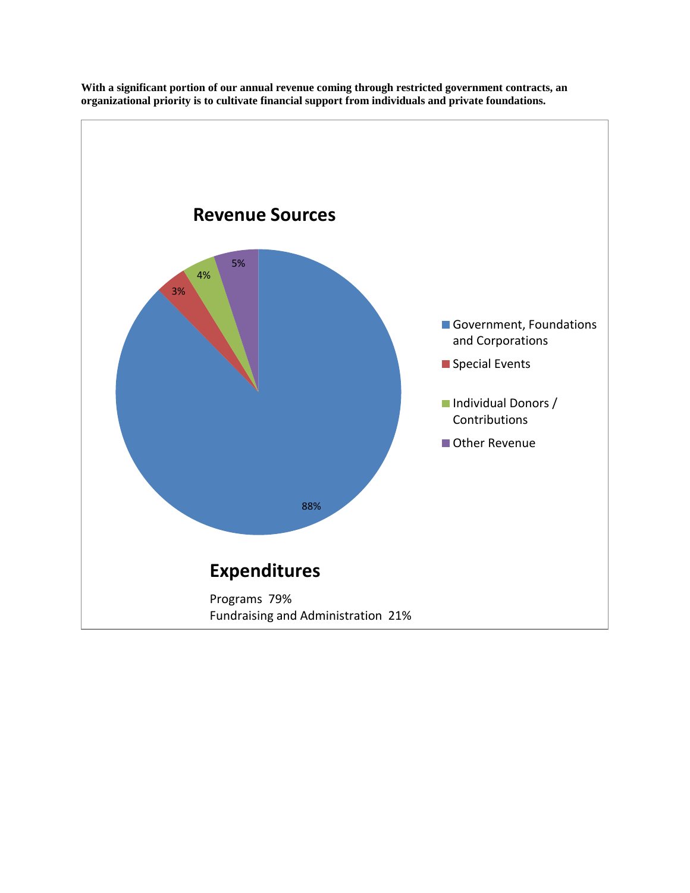**With a significant portion of our annual revenue coming through restricted government contracts, an organizational priority is to cultivate financial support from individuals and private foundations.**

## Revenue Sources

| Source | Percentage |
|---|---|
| Government, Foundations and Corporations | 88% |
| Special Events | 3% |
| Individual Donors / Contributions | 4% |
| Other Revenue | 5% |

## Expenditures

Programs 79%

Fundraising and Administration 21%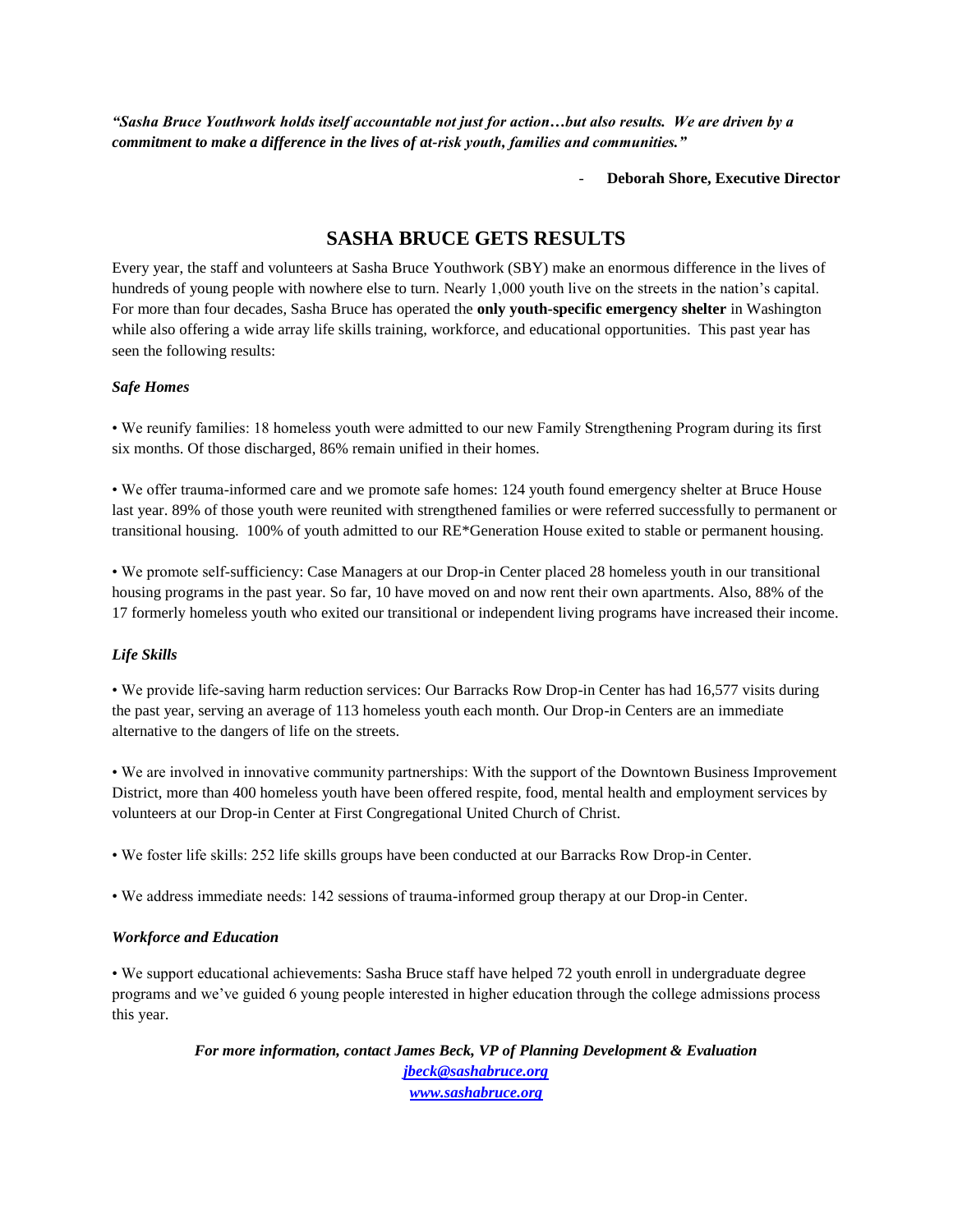***"Sasha Bruce Youthwork holds itself accountable not just for action…but also results. We are driven by a commitment to make a difference in the lives of at-risk youth, families and communities."***

- **Deborah Shore, Executive Director**

## SASHA BRUCE GETS RESULTS

Every year, the staff and volunteers at Sasha Bruce Youthwork (SBY) make an enormous difference in the lives of hundreds of young people with nowhere else to turn. Nearly 1,000 youth live on the streets in the nation's capital. For more than four decades, Sasha Bruce has operated the **only youth-specific emergency shelter** in Washington while also offering a wide array life skills training, workforce, and educational opportunities. This past year has seen the following results:

***Safe Homes***

• We reunify families: 18 homeless youth were admitted to our new Family Strengthening Program during its first six months. Of those discharged, 86% remain unified in their homes.

• We offer trauma-informed care and we promote safe homes: 124 youth found emergency shelter at Bruce House last year. 89% of those youth were reunited with strengthened families or were referred successfully to permanent or transitional housing. 100% of youth admitted to our RE*Generation House exited to stable or permanent housing.

• We promote self-sufficiency: Case Managers at our Drop-in Center placed 28 homeless youth in our transitional housing programs in the past year. So far, 10 have moved on and now rent their own apartments. Also, 88% of the 17 formerly homeless youth who exited our transitional or independent living programs have increased their income.

***Life Skills***

• We provide life-saving harm reduction services: Our Barracks Row Drop-in Center has had 16,577 visits during the past year, serving an average of 113 homeless youth each month. Our Drop-in Centers are an immediate alternative to the dangers of life on the streets.

• We are involved in innovative community partnerships: With the support of the Downtown Business Improvement District, more than 400 homeless youth have been offered respite, food, mental health and employment services by volunteers at our Drop-in Center at First Congregational United Church of Christ.

• We foster life skills: 252 life skills groups have been conducted at our Barracks Row Drop-in Center.

• We address immediate needs: 142 sessions of trauma-informed group therapy at our Drop-in Center.

***Workforce and Education***

• We support educational achievements: Sasha Bruce staff have helped 72 youth enroll in undergraduate degree programs and we've guided 6 young people interested in higher education through the college admissions process this year.

***For more information, contact James Beck, VP of Planning Development & Evaluation***
***[jbeck@sashabruce.org](mailto:jbeck@sashabruce.org)***
***[www.sashabruce.org](http://www.sashabruce.org)***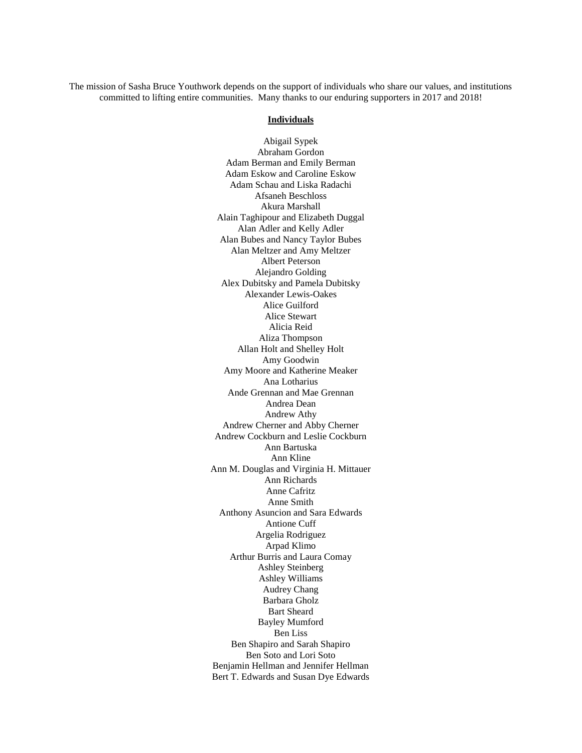The mission of Sasha Bruce Youthwork depends on the support of individuals who share our values, and institutions committed to lifting entire communities. Many thanks to our enduring supporters in 2017 and 2018!

**Individuals**

Abigail Sypek
Abraham Gordon
Adam Berman and Emily Berman
Adam Eskow and Caroline Eskow
Adam Schau and Liska Radachi
Afsaneh Beschloss
Akura Marshall
Alain Taghipour and Elizabeth Duggal
Alan Adler and Kelly Adler
Alan Bubes and Nancy Taylor Bubes
Alan Meltzer and Amy Meltzer
Albert Peterson
Alejandro Golding
Alex Dubitsky and Pamela Dubitsky
Alexander Lewis-Oakes
Alice Guilford
Alice Stewart
Alicia Reid
Aliza Thompson
Allan Holt and Shelley Holt
Amy Goodwin
Amy Moore and Katherine Meaker
Ana Lotharius
Ande Grennan and Mae Grennan
Andrea Dean
Andrew Athy
Andrew Cherner and Abby Cherner
Andrew Cockburn and Leslie Cockburn
Ann Bartuska
Ann Kline
Ann M. Douglas and Virginia H. Mittauer
Ann Richards
Anne Cafritz
Anne Smith
Anthony Asuncion and Sara Edwards
Antione Cuff
Argelia Rodriguez
Arpad Klimo
Arthur Burris and Laura Comay
Ashley Steinberg
Ashley Williams
Audrey Chang
Barbara Gholz
Bart Sheard
Bayley Mumford
Ben Liss
Ben Shapiro and Sarah Shapiro
Ben Soto and Lori Soto
Benjamin Hellman and Jennifer Hellman
Bert T. Edwards and Susan Dye Edwards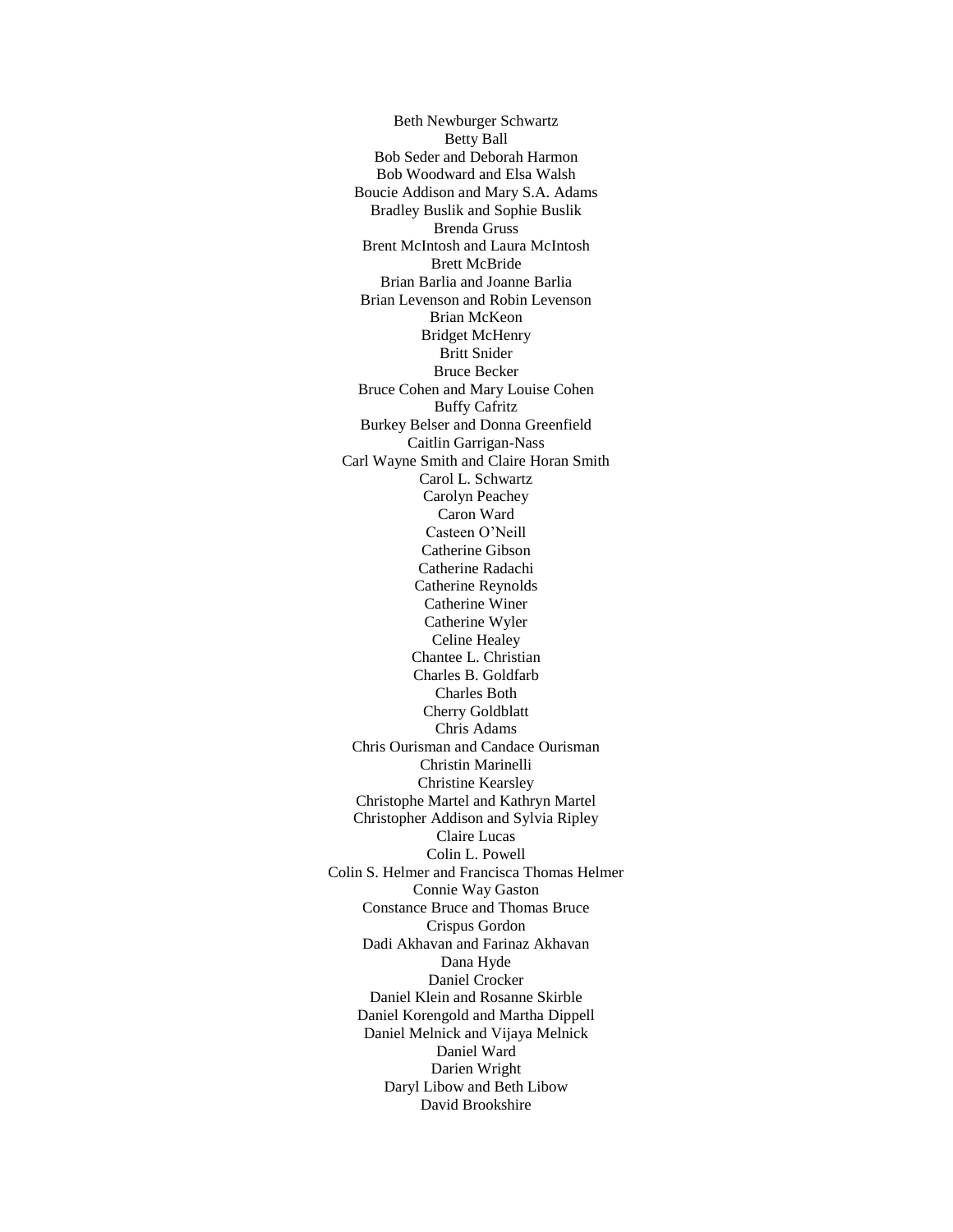Beth Newburger Schwartz
Betty Ball
Bob Seder and Deborah Harmon
Bob Woodward and Elsa Walsh
Boucie Addison and Mary S.A. Adams
Bradley Buslik and Sophie Buslik
Brenda Gruss
Brent McIntosh and Laura McIntosh
Brett McBride
Brian Barlia and Joanne Barlia
Brian Levenson and Robin Levenson
Brian McKeon
Bridget McHenry
Britt Snider
Bruce Becker
Bruce Cohen and Mary Louise Cohen
Buffy Cafritz
Burkey Belser and Donna Greenfield
Caitlin Garrigan-Nass
Carl Wayne Smith and Claire Horan Smith
Carol L. Schwartz
Carolyn Peachey
Caron Ward
Casteen O'Neill
Catherine Gibson
Catherine Radachi
Catherine Reynolds
Catherine Winer
Catherine Wyler
Celine Healey
Chantee L. Christian
Charles B. Goldfarb
Charles Both
Cherry Goldblatt
Chris Adams
Chris Ourisman and Candace Ourisman
Christin Marinelli
Christine Kearsley
Christophe Martel and Kathryn Martel
Christopher Addison and Sylvia Ripley
Claire Lucas
Colin L. Powell
Colin S. Helmer and Francisca Thomas Helmer
Connie Way Gaston
Constance Bruce and Thomas Bruce
Crispus Gordon
Dadi Akhavan and Farinaz Akhavan
Dana Hyde
Daniel Crocker
Daniel Klein and Rosanne Skirble
Daniel Korengold and Martha Dippell
Daniel Melnick and Vijaya Melnick
Daniel Ward
Darien Wright
Daryl Libow and Beth Libow
David Brookshire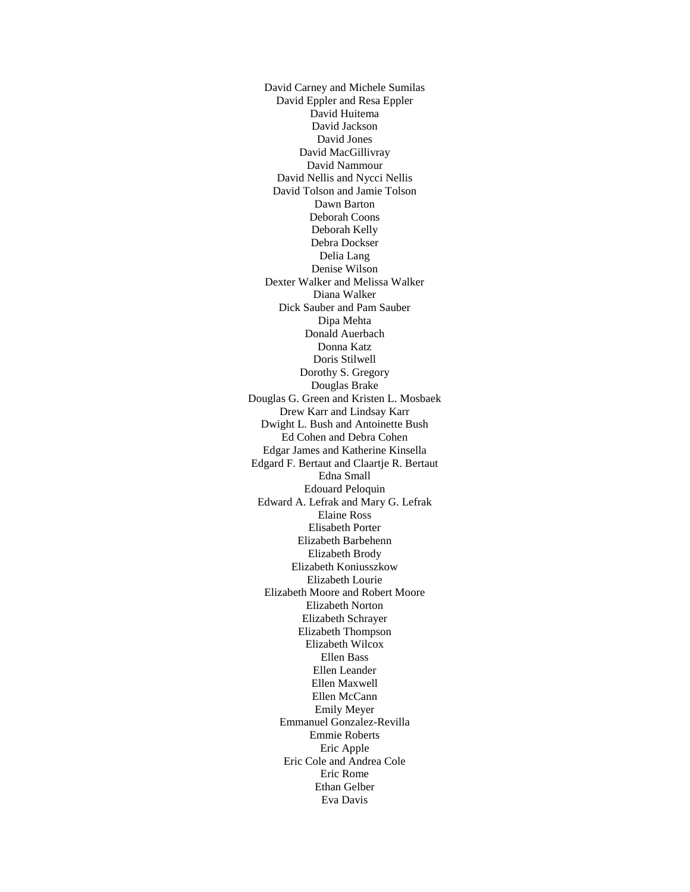David Carney and Michele Sumilas
David Eppler and Resa Eppler
David Huitema
David Jackson
David Jones
David MacGillivray
David Nammour
David Nellis and Nycci Nellis
David Tolson and Jamie Tolson
Dawn Barton
Deborah Coons
Deborah Kelly
Debra Dockser
Delia Lang
Denise Wilson
Dexter Walker and Melissa Walker
Diana Walker
Dick Sauber and Pam Sauber
Dipa Mehta
Donald Auerbach
Donna Katz
Doris Stilwell
Dorothy S. Gregory
Douglas Brake
Douglas G. Green and Kristen L. Mosbaek
Drew Karr and Lindsay Karr
Dwight L. Bush and Antoinette Bush
Ed Cohen and Debra Cohen
Edgar James and Katherine Kinsella
Edgard F. Bertaut and Claartje R. Bertaut
Edna Small
Edouard Peloquin
Edward A. Lefrak and Mary G. Lefrak
Elaine Ross
Elisabeth Porter
Elizabeth Barbehenn
Elizabeth Brody
Elizabeth Koniusszkow
Elizabeth Lourie
Elizabeth Moore and Robert Moore
Elizabeth Norton
Elizabeth Schrayer
Elizabeth Thompson
Elizabeth Wilcox
Ellen Bass
Ellen Leander
Ellen Maxwell
Ellen McCann
Emily Meyer
Emmanuel Gonzalez-Revilla
Emmie Roberts
Eric Apple
Eric Cole and Andrea Cole
Eric Rome
Ethan Gelber
Eva Davis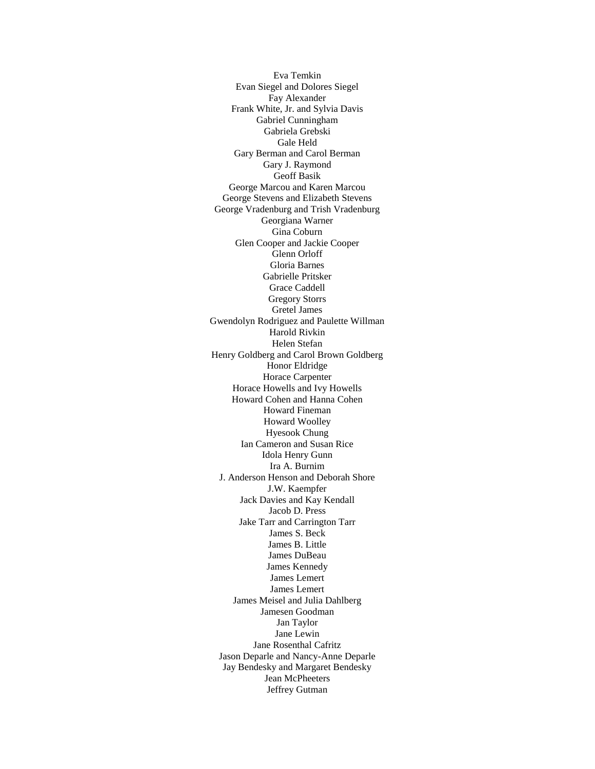Eva Temkin
Evan Siegel and Dolores Siegel
Fay Alexander
Frank White, Jr. and Sylvia Davis
Gabriel Cunningham
Gabriela Grebski
Gale Held
Gary Berman and Carol Berman
Gary J. Raymond
Geoff Basik
George Marcou and Karen Marcou
George Stevens and Elizabeth Stevens
George Vradenburg and Trish Vradenburg
Georgiana Warner
Gina Coburn
Glen Cooper and Jackie Cooper
Glenn Orloff
Gloria Barnes
Gabrielle Pritsker
Grace Caddell
Gregory Storrs
Gretel James
Gwendolyn Rodriguez and Paulette Willman
Harold Rivkin
Helen Stefan
Henry Goldberg and Carol Brown Goldberg
Honor Eldridge
Horace Carpenter
Horace Howells and Ivy Howells
Howard Cohen and Hanna Cohen
Howard Fineman
Howard Woolley
Hyesook Chung
Ian Cameron and Susan Rice
Idola Henry Gunn
Ira A. Burnim
J. Anderson Henson and Deborah Shore
J.W. Kaempfer
Jack Davies and Kay Kendall
Jacob D. Press
Jake Tarr and Carrington Tarr
James S. Beck
James B. Little
James DuBeau
James Kennedy
James Lemert
James Lemert
James Meisel and Julia Dahlberg
Jamesen Goodman
Jan Taylor
Jane Lewin
Jane Rosenthal Cafritz
Jason Deparle and Nancy-Anne Deparle
Jay Bendesky and Margaret Bendesky
Jean McPheeters
Jeffrey Gutman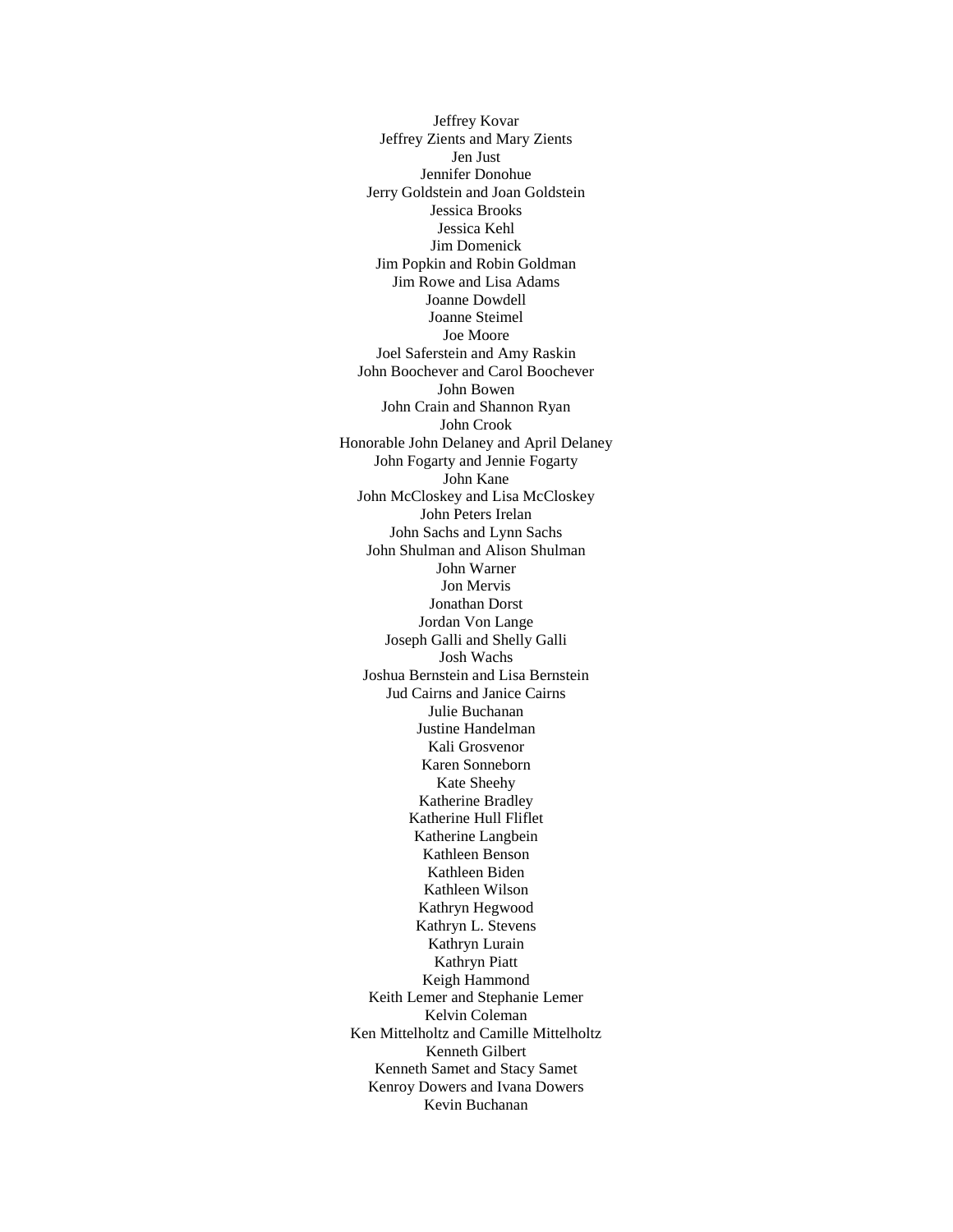Jeffrey Kovar
Jeffrey Zients and Mary Zients
Jen Just
Jennifer Donohue
Jerry Goldstein and Joan Goldstein
Jessica Brooks
Jessica Kehl
Jim Domenick
Jim Popkin and Robin Goldman
Jim Rowe and Lisa Adams
Joanne Dowdell
Joanne Steimel
Joe Moore
Joel Saferstein and Amy Raskin
John Boochever and Carol Boochever
John Bowen
John Crain and Shannon Ryan
John Crook
Honorable John Delaney and April Delaney
John Fogarty and Jennie Fogarty
John Kane
John McCloskey and Lisa McCloskey
John Peters Irelan
John Sachs and Lynn Sachs
John Shulman and Alison Shulman
John Warner
Jon Mervis
Jonathan Dorst
Jordan Von Lange
Joseph Galli and Shelly Galli
Josh Wachs
Joshua Bernstein and Lisa Bernstein
Jud Cairns and Janice Cairns
Julie Buchanan
Justine Handelman
Kali Grosvenor
Karen Sonneborn
Kate Sheehy
Katherine Bradley
Katherine Hull Fliflet
Katherine Langbein
Kathleen Benson
Kathleen Biden
Kathleen Wilson
Kathryn Hegwood
Kathryn L. Stevens
Kathryn Lurain
Kathryn Piatt
Keigh Hammond
Keith Lemer and Stephanie Lemer
Kelvin Coleman
Ken Mittelholtz and Camille Mittelholtz
Kenneth Gilbert
Kenneth Samet and Stacy Samet
Kenroy Dowers and Ivana Dowers
Kevin Buchanan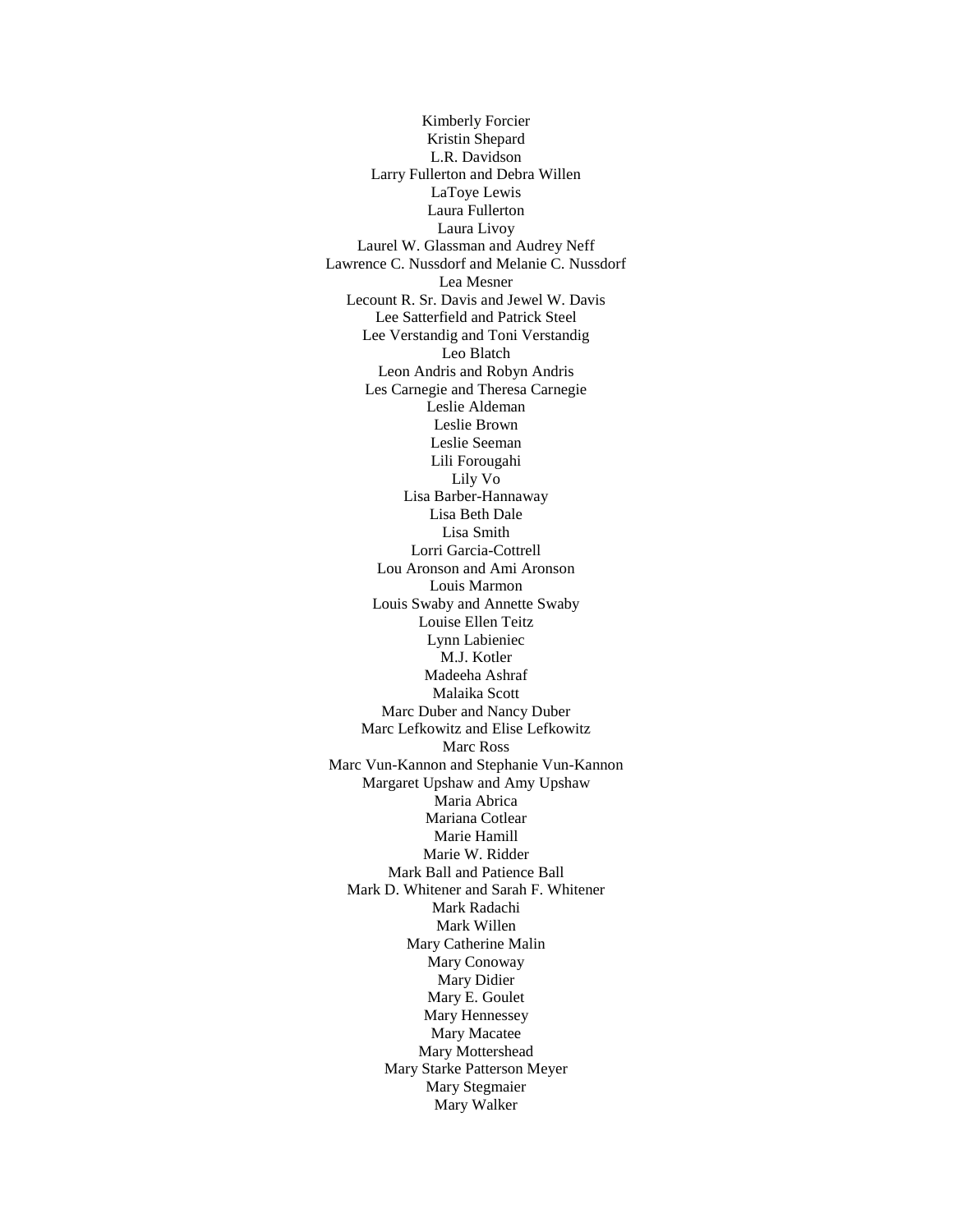Kimberly Forcier
Kristin Shepard
L.R. Davidson
Larry Fullerton and Debra Willen
LaToye Lewis
Laura Fullerton
Laura Livoy
Laurel W. Glassman and Audrey Neff
Lawrence C. Nussdorf and Melanie C. Nussdorf
Lea Mesner
Lecount R. Sr. Davis and Jewel W. Davis
Lee Satterfield and Patrick Steel
Lee Verstandig and Toni Verstandig
Leo Blatch
Leon Andris and Robyn Andris
Les Carnegie and Theresa Carnegie
Leslie Aldeman
Leslie Brown
Leslie Seeman
Lili Forougahi
Lily Vo
Lisa Barber-Hannaway
Lisa Beth Dale
Lisa Smith
Lorri Garcia-Cottrell
Lou Aronson and Ami Aronson
Louis Marmon
Louis Swaby and Annette Swaby
Louise Ellen Teitz
Lynn Labieniec
M.J. Kotler
Madeeha Ashraf
Malaika Scott
Marc Duber and Nancy Duber
Marc Lefkowitz and Elise Lefkowitz
Marc Ross
Marc Vun-Kannon and Stephanie Vun-Kannon
Margaret Upshaw and Amy Upshaw
Maria Abrica
Mariana Cotlear
Marie Hamill
Marie W. Ridder
Mark Ball and Patience Ball
Mark D. Whitener and Sarah F. Whitener
Mark Radachi
Mark Willen
Mary Catherine Malin
Mary Conoway
Mary Didier
Mary E. Goulet
Mary Hennessey
Mary Macatee
Mary Mottershead
Mary Starke Patterson Meyer
Mary Stegmaier
Mary Walker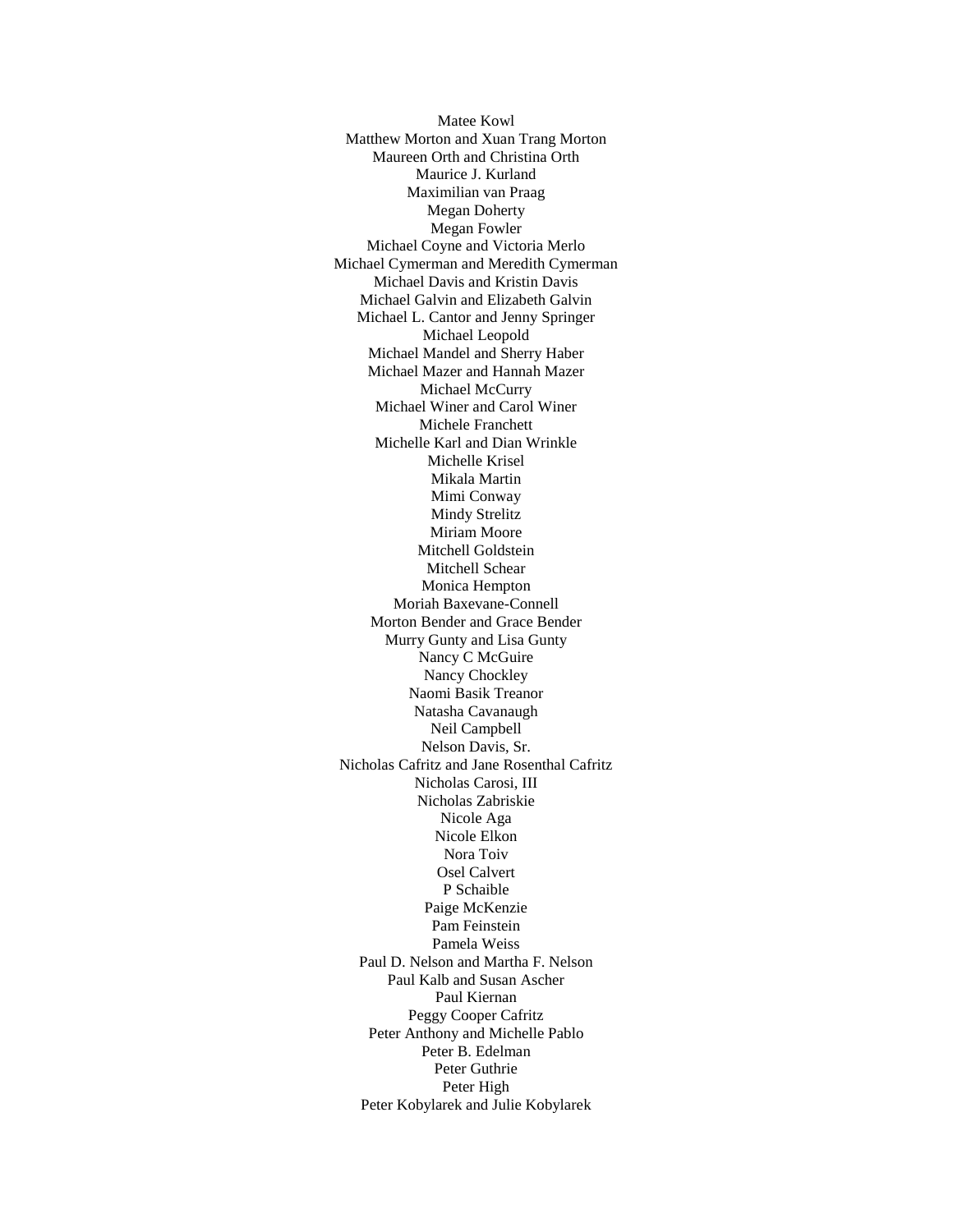Matee Kowl
Matthew Morton and Xuan Trang Morton
Maureen Orth and Christina Orth
Maurice J. Kurland
Maximilian van Praag
Megan Doherty
Megan Fowler
Michael Coyne and Victoria Merlo
Michael Cymerman and Meredith Cymerman
Michael Davis and Kristin Davis
Michael Galvin and Elizabeth Galvin
Michael L. Cantor and Jenny Springer
Michael Leopold
Michael Mandel and Sherry Haber
Michael Mazer and Hannah Mazer
Michael McCurry
Michael Winer and Carol Winer
Michele Franchett
Michelle Karl and Dian Wrinkle
Michelle Krisel
Mikala Martin
Mimi Conway
Mindy Strelitz
Miriam Moore
Mitchell Goldstein
Mitchell Schear
Monica Hempton
Moriah Baxevane-Connell
Morton Bender and Grace Bender
Murry Gunty and Lisa Gunty
Nancy C McGuire
Nancy Chockley
Naomi Basik Treanor
Natasha Cavanaugh
Neil Campbell
Nelson Davis, Sr.
Nicholas Cafritz and Jane Rosenthal Cafritz
Nicholas Carosi, III
Nicholas Zabriskie
Nicole Aga
Nicole Elkon
Nora Toiv
Osel Calvert
P Schaible
Paige McKenzie
Pam Feinstein
Pamela Weiss
Paul D. Nelson and Martha F. Nelson
Paul Kalb and Susan Ascher
Paul Kiernan
Peggy Cooper Cafritz
Peter Anthony and Michelle Pablo
Peter B. Edelman
Peter Guthrie
Peter High
Peter Kobylarek and Julie Kobylarek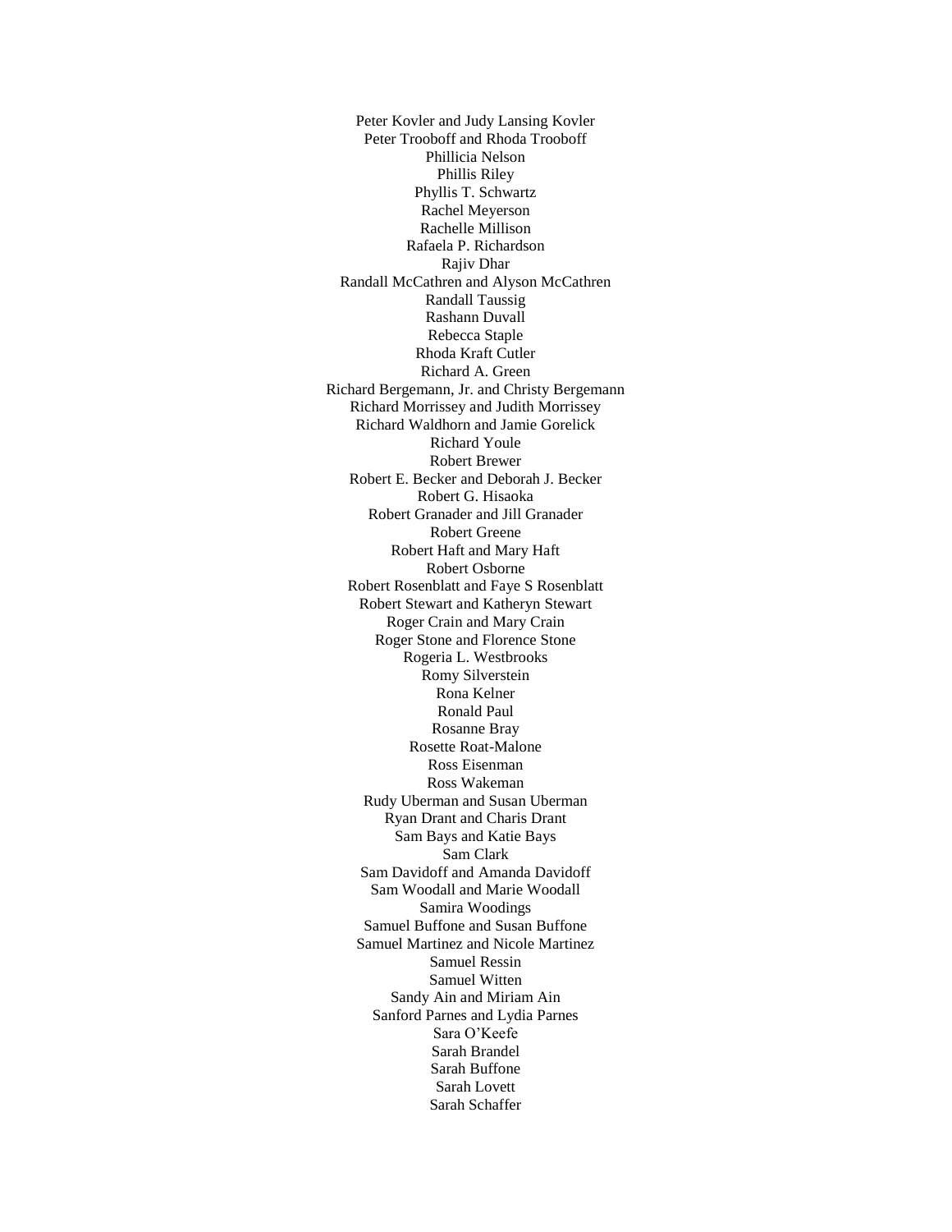Peter Kovler and Judy Lansing Kovler
Peter Trooboff and Rhoda Trooboff
Phillicia Nelson
Phillis Riley
Phyllis T. Schwartz
Rachel Meyerson
Rachelle Millison
Rafaela P. Richardson
Rajiv Dhar
Randall McCathren and Alyson McCathren
Randall Taussig
Rashann Duvall
Rebecca Staple
Rhoda Kraft Cutler
Richard A. Green
Richard Bergemann, Jr. and Christy Bergemann
Richard Morrissey and Judith Morrissey
Richard Waldhorn and Jamie Gorelick
Richard Youle
Robert Brewer
Robert E. Becker and Deborah J. Becker
Robert G. Hisaoka
Robert Granader and Jill Granader
Robert Greene
Robert Haft and Mary Haft
Robert Osborne
Robert Rosenblatt and Faye S Rosenblatt
Robert Stewart and Katheryn Stewart
Roger Crain and Mary Crain
Roger Stone and Florence Stone
Rogeria L. Westbrooks
Romy Silverstein
Rona Kelner
Ronald Paul
Rosanne Bray
Rosette Roat-Malone
Ross Eisenman
Ross Wakeman
Rudy Uberman and Susan Uberman
Ryan Drant and Charis Drant
Sam Bays and Katie Bays
Sam Clark
Sam Davidoff and Amanda Davidoff
Sam Woodall and Marie Woodall
Samira Woodings
Samuel Buffone and Susan Buffone
Samuel Martinez and Nicole Martinez
Samuel Ressin
Samuel Witten
Sandy Ain and Miriam Ain
Sanford Parnes and Lydia Parnes
Sara O'Keefe
Sarah Brandel
Sarah Buffone
Sarah Lovett
Sarah Schaffer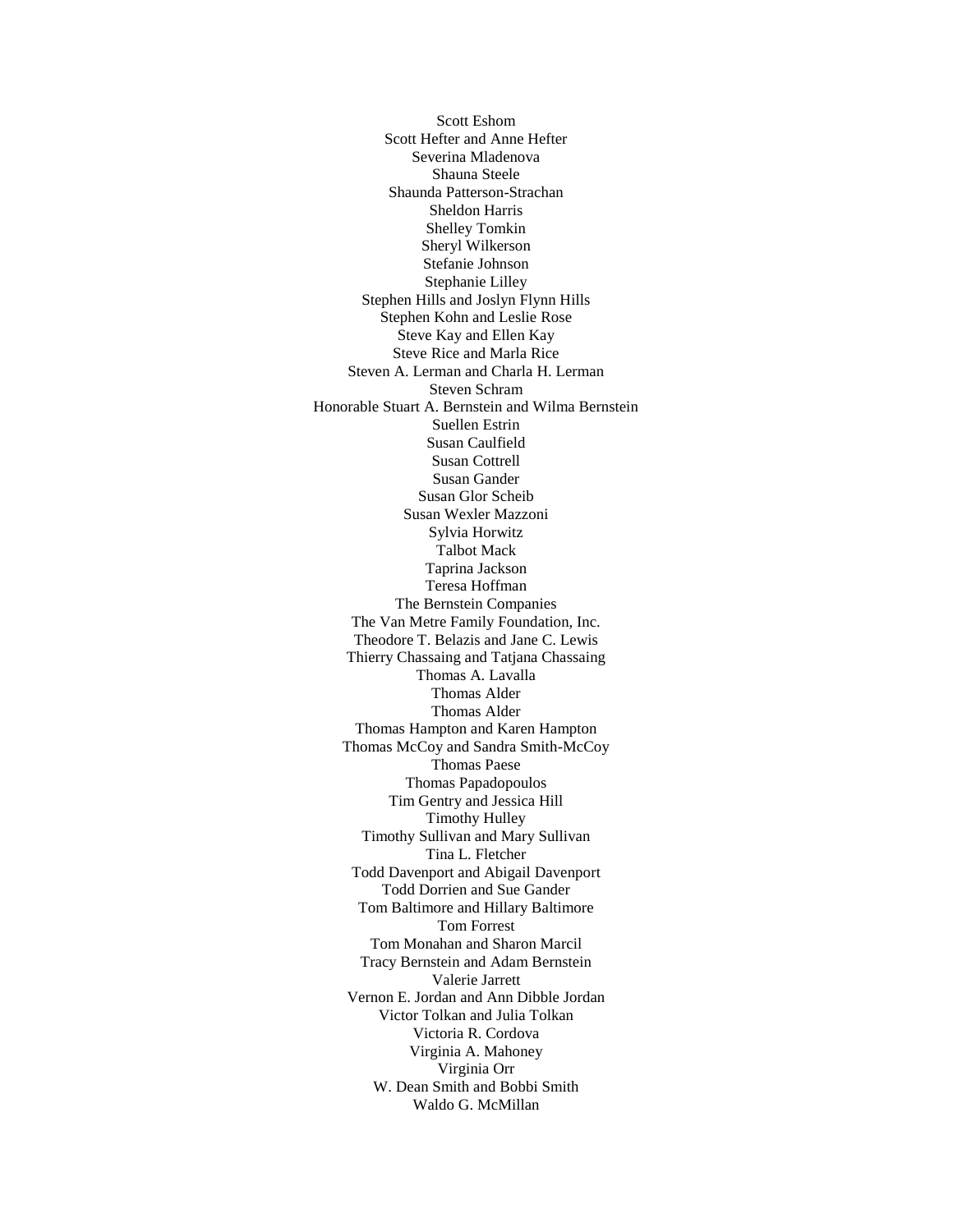Scott Eshom
Scott Hefter and Anne Hefter
Severina Mladenova
Shauna Steele
Shaunda Patterson-Strachan
Sheldon Harris
Shelley Tomkin
Sheryl Wilkerson
Stefanie Johnson
Stephanie Lilley
Stephen Hills and Joslyn Flynn Hills
Stephen Kohn and Leslie Rose
Steve Kay and Ellen Kay
Steve Rice and Marla Rice
Steven A. Lerman and Charla H. Lerman
Steven Schram
Honorable Stuart A. Bernstein and Wilma Bernstein
Suellen Estrin
Susan Caulfield
Susan Cottrell
Susan Gander
Susan Glor Scheib
Susan Wexler Mazzoni
Sylvia Horwitz
Talbot Mack
Taprina Jackson
Teresa Hoffman
The Bernstein Companies
The Van Metre Family Foundation, Inc.
Theodore T. Belazis and Jane C. Lewis
Thierry Chassaing and Tatjana Chassaing
Thomas A. Lavalla
Thomas Alder
Thomas Alder
Thomas Hampton and Karen Hampton
Thomas McCoy and Sandra Smith-McCoy
Thomas Paese
Thomas Papadopoulos
Tim Gentry and Jessica Hill
Timothy Hulley
Timothy Sullivan and Mary Sullivan
Tina L. Fletcher
Todd Davenport and Abigail Davenport
Todd Dorrien and Sue Gander
Tom Baltimore and Hillary Baltimore
Tom Forrest
Tom Monahan and Sharon Marcil
Tracy Bernstein and Adam Bernstein
Valerie Jarrett
Vernon E. Jordan and Ann Dibble Jordan
Victor Tolkan and Julia Tolkan
Victoria R. Cordova
Virginia A. Mahoney
Virginia Orr
W. Dean Smith and Bobbi Smith
Waldo G. McMillan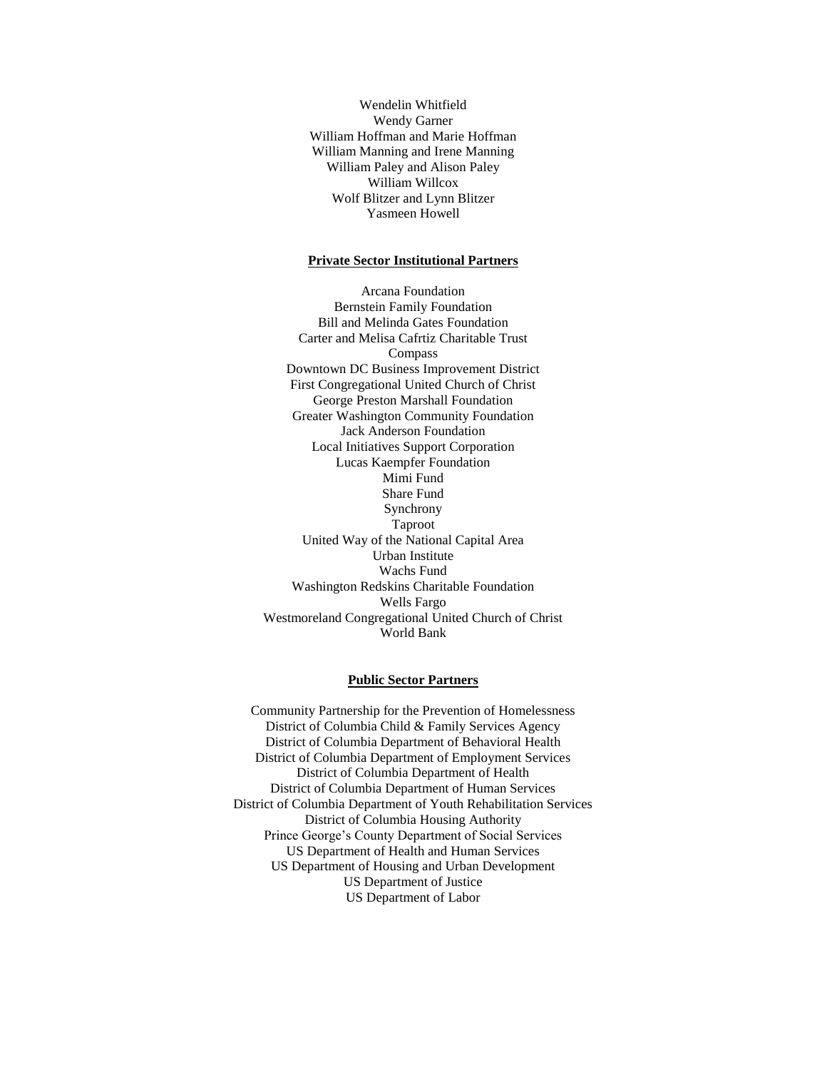Wendelin Whitfield
Wendy Garner
William Hoffman and Marie Hoffman
William Manning and Irene Manning
William Paley and Alison Paley
William Willcox
Wolf Blitzer and Lynn Blitzer
Yasmeen Howell

**Private Sector Institutional Partners**

Arcana Foundation
Bernstein Family Foundation
Bill and Melinda Gates Foundation
Carter and Melisa Cafrtiz Charitable Trust
Compass
Downtown DC Business Improvement District
First Congregational United Church of Christ
George Preston Marshall Foundation
Greater Washington Community Foundation
Jack Anderson Foundation
Local Initiatives Support Corporation
Lucas Kaempfer Foundation
Mimi Fund
Share Fund
Synchrony
Taproot
United Way of the National Capital Area
Urban Institute
Wachs Fund
Washington Redskins Charitable Foundation
Wells Fargo
Westmoreland Congregational United Church of Christ
World Bank

**Public Sector Partners**

Community Partnership for the Prevention of Homelessness
District of Columbia Child & Family Services Agency
District of Columbia Department of Behavioral Health
District of Columbia Department of Employment Services
District of Columbia Department of Health
District of Columbia Department of Human Services
District of Columbia Department of Youth Rehabilitation Services
District of Columbia Housing Authority
Prince George's County Department of Social Services
US Department of Health and Human Services
US Department of Housing and Urban Development
US Department of Justice
US Department of Labor